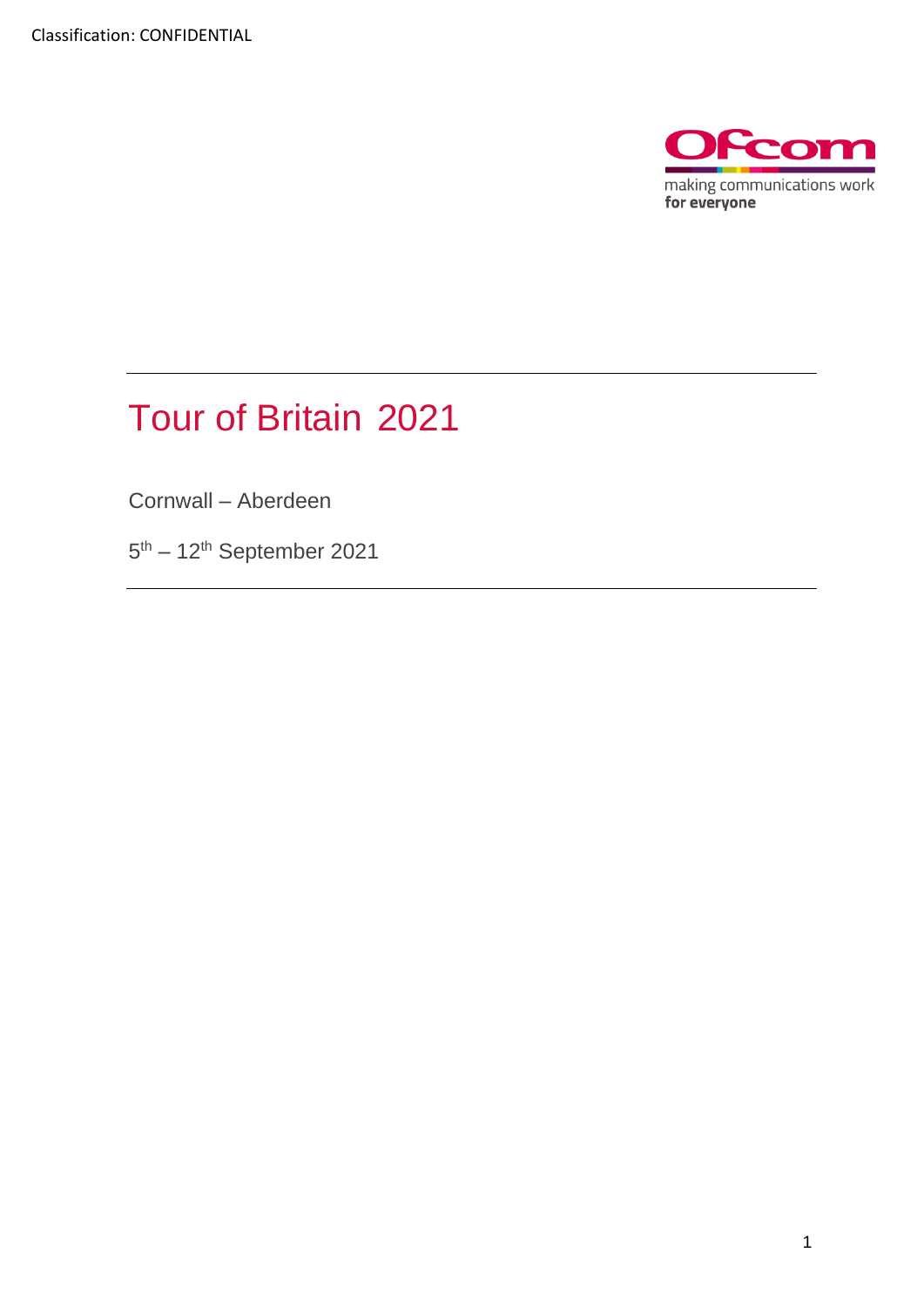Classification: CONFIDENTIAL

Ofcom

making communications work
**for everyone**

# Tour of Britain 2021

Cornwall – Aberdeen

5th – 12th September 2021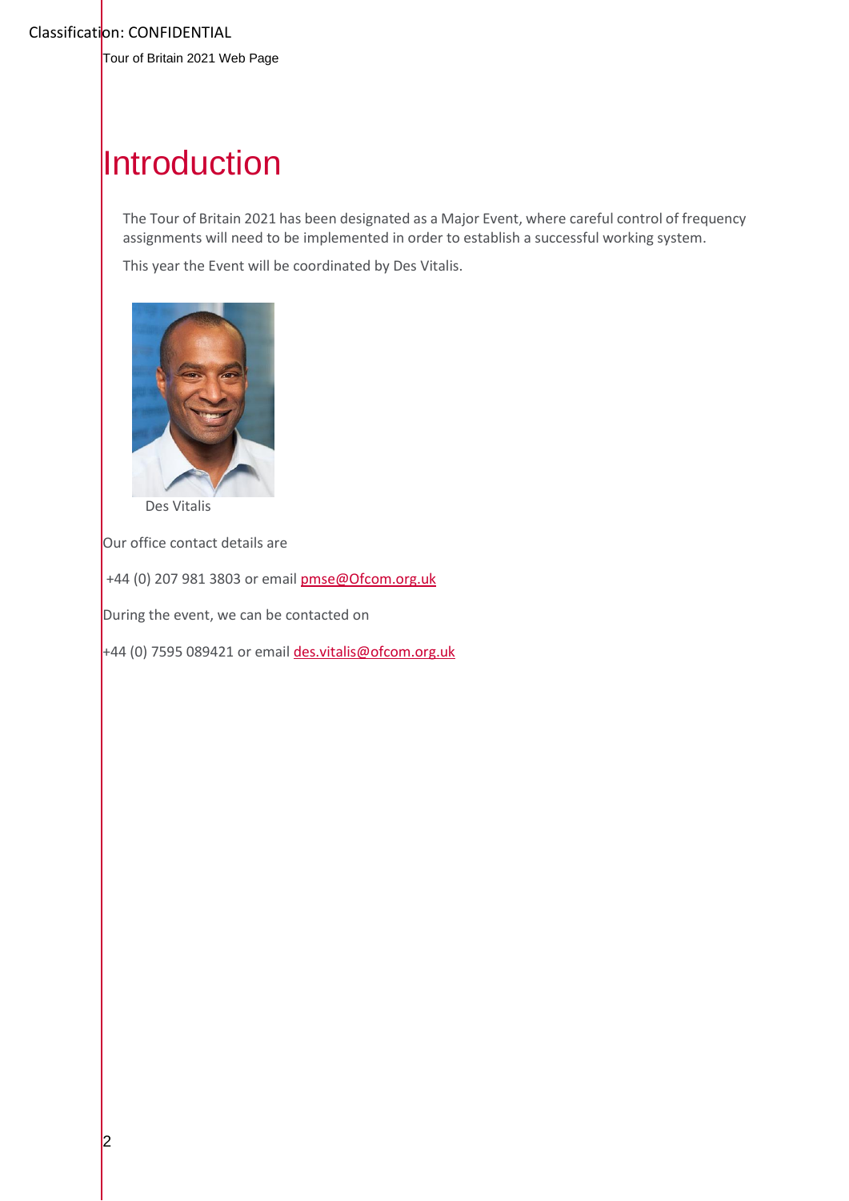# Introduction

The Tour of Britain 2021 has been designated as a Major Event, where careful control of frequency assignments will need to be implemented in order to establish a successful working system.

This year the Event will be coordinated by Des Vitalis.

Des Vitalis

Our office contact details are

+44 (0) 207 981 3803 or email pmse@Ofcom.org.uk

During the event, we can be contacted on

+44 (0) 7595 089421 or email des.vitalis@ofcom.org.uk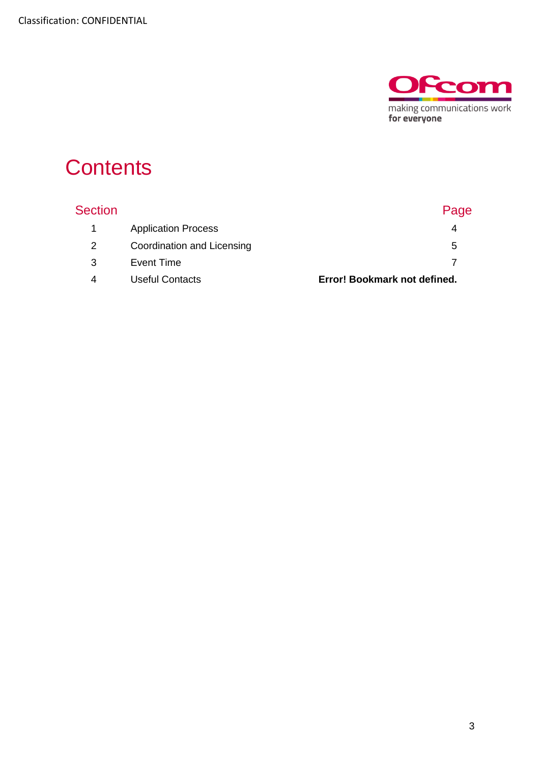Classification: CONFIDENTIAL

# Contents

| Section | | Page |
| --- | --- | --- |
| 1 | Application Process | 4 |
| 2 | Coordination and Licensing | 5 |
| 3 | Event Time | 7 |
| 4 | Useful Contacts | **Error! Bookmark not defined.** |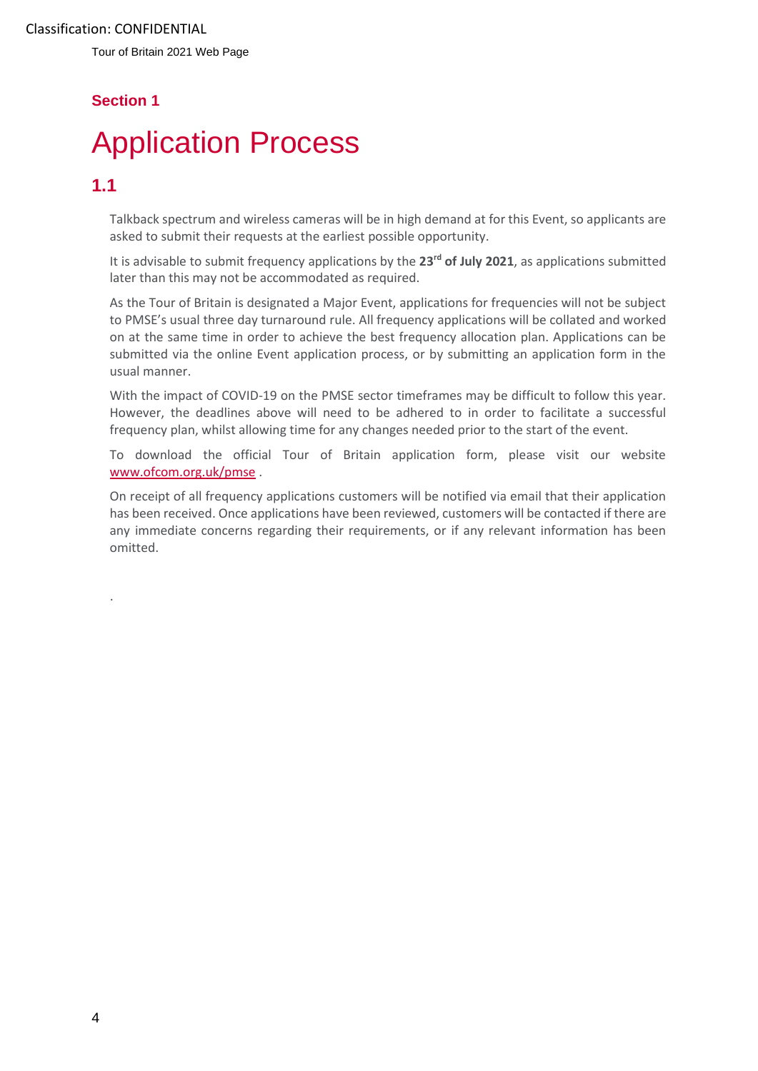## Section 1

# Application Process

### 1.1

Talkback spectrum and wireless cameras will be in high demand at for this Event, so applicants are asked to submit their requests at the earliest possible opportunity.

It is advisable to submit frequency applications by the **23rd of July 2021**, as applications submitted later than this may not be accommodated as required.

As the Tour of Britain is designated a Major Event, applications for frequencies will not be subject to PMSE's usual three day turnaround rule. All frequency applications will be collated and worked on at the same time in order to achieve the best frequency allocation plan. Applications can be submitted via the online Event application process, or by submitting an application form in the usual manner.

With the impact of COVID-19 on the PMSE sector timeframes may be difficult to follow this year. However, the deadlines above will need to be adhered to in order to facilitate a successful frequency plan, whilst allowing time for any changes needed prior to the start of the event.

To download the official Tour of Britain application form, please visit our website [www.ofcom.org.uk/pmse](http://www.ofcom.org.uk/pmse) .

On receipt of all frequency applications customers will be notified via email that their application has been received. Once applications have been reviewed, customers will be contacted if there are any immediate concerns regarding their requirements, or if any relevant information has been omitted.

.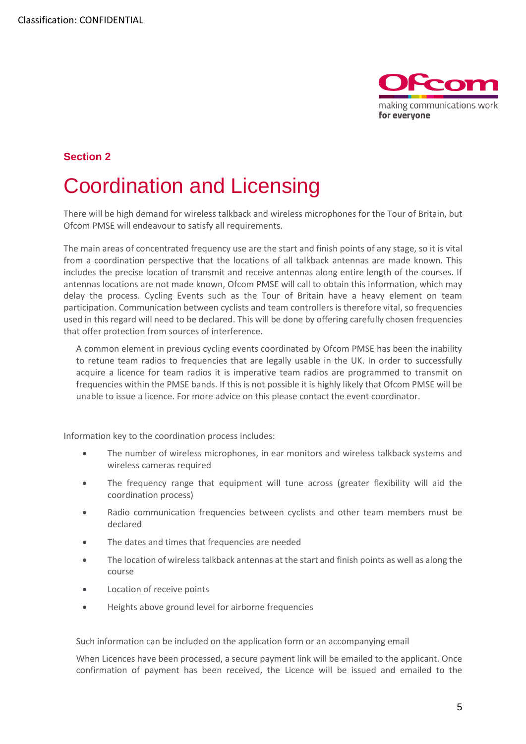## Section 2

# Coordination and Licensing

There will be high demand for wireless talkback and wireless microphones for the Tour of Britain, but Ofcom PMSE will endeavour to satisfy all requirements.

The main areas of concentrated frequency use are the start and finish points of any stage, so it is vital from a coordination perspective that the locations of all talkback antennas are made known. This includes the precise location of transmit and receive antennas along entire length of the courses. If antennas locations are not made known, Ofcom PMSE will call to obtain this information, which may delay the process. Cycling Events such as the Tour of Britain have a heavy element on team participation. Communication between cyclists and team controllers is therefore vital, so frequencies used in this regard will need to be declared. This will be done by offering carefully chosen frequencies that offer protection from sources of interference.

A common element in previous cycling events coordinated by Ofcom PMSE has been the inability to retune team radios to frequencies that are legally usable in the UK. In order to successfully acquire a licence for team radios it is imperative team radios are programmed to transmit on frequencies within the PMSE bands. If this is not possible it is highly likely that Ofcom PMSE will be unable to issue a licence. For more advice on this please contact the event coordinator.

Information key to the coordination process includes:

- The number of wireless microphones, in ear monitors and wireless talkback systems and wireless cameras required
- The frequency range that equipment will tune across (greater flexibility will aid the coordination process)
- Radio communication frequencies between cyclists and other team members must be declared
- The dates and times that frequencies are needed
- The location of wireless talkback antennas at the start and finish points as well as along the course
- Location of receive points
- Heights above ground level for airborne frequencies

Such information can be included on the application form or an accompanying email

When Licences have been processed, a secure payment link will be emailed to the applicant. Once confirmation of payment has been received, the Licence will be issued and emailed to the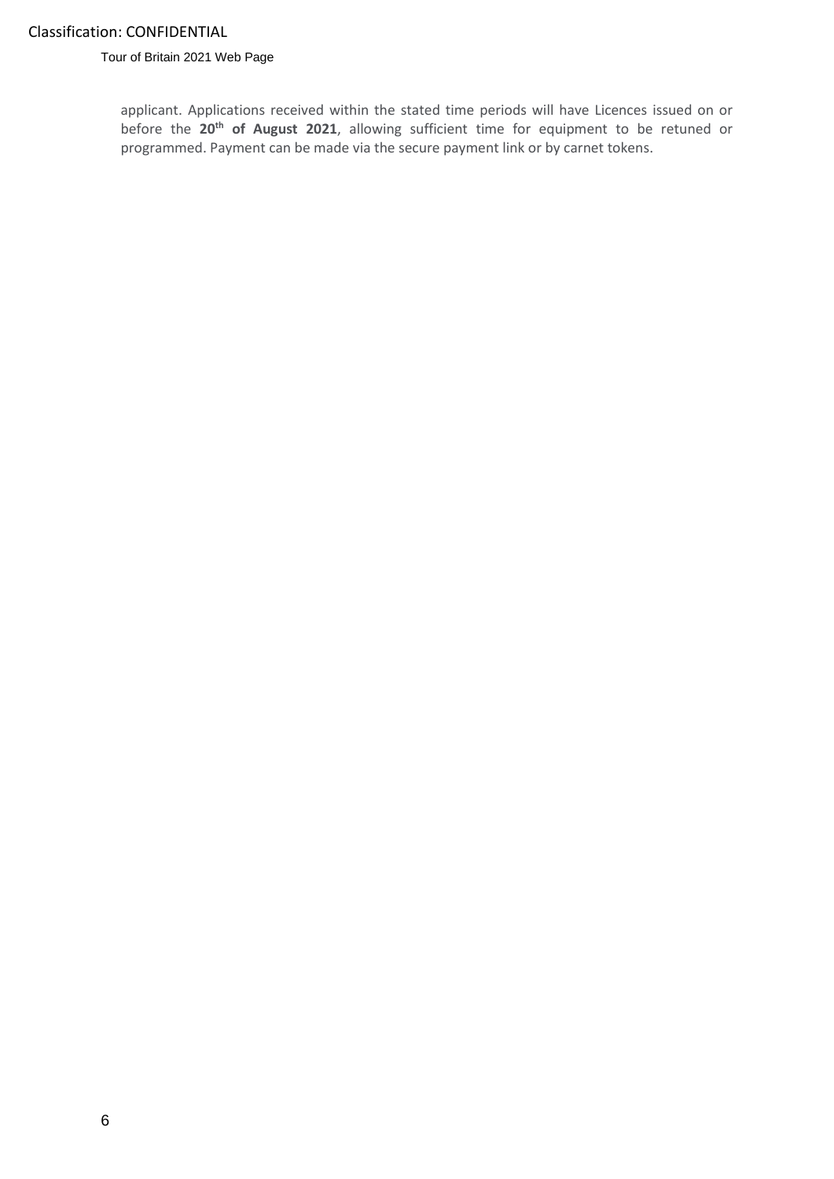applicant. Applications received within the stated time periods will have Licences issued on or before the **20th of August 2021**, allowing sufficient time for equipment to be retuned or programmed. Payment can be made via the secure payment link or by carnet tokens.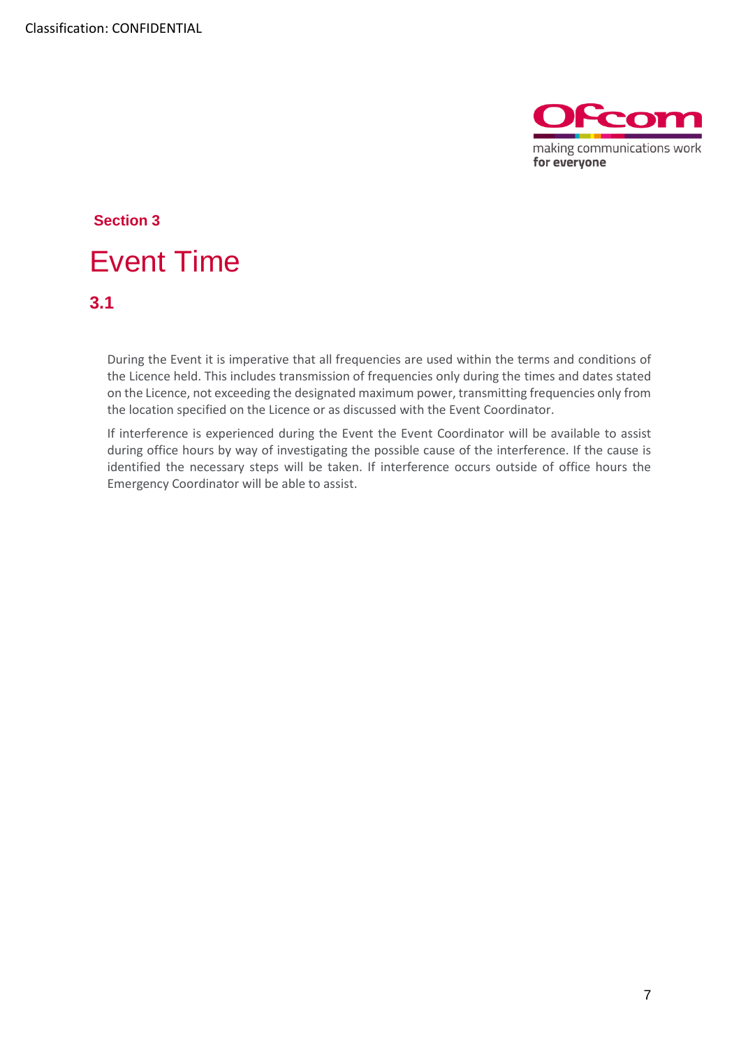## Section 3

# Event Time

### 3.1

During the Event it is imperative that all frequencies are used within the terms and conditions of the Licence held. This includes transmission of frequencies only during the times and dates stated on the Licence, not exceeding the designated maximum power, transmitting frequencies only from the location specified on the Licence or as discussed with the Event Coordinator.

If interference is experienced during the Event the Event Coordinator will be available to assist during office hours by way of investigating the possible cause of the interference. If the cause is identified the necessary steps will be taken. If interference occurs outside of office hours the Emergency Coordinator will be able to assist.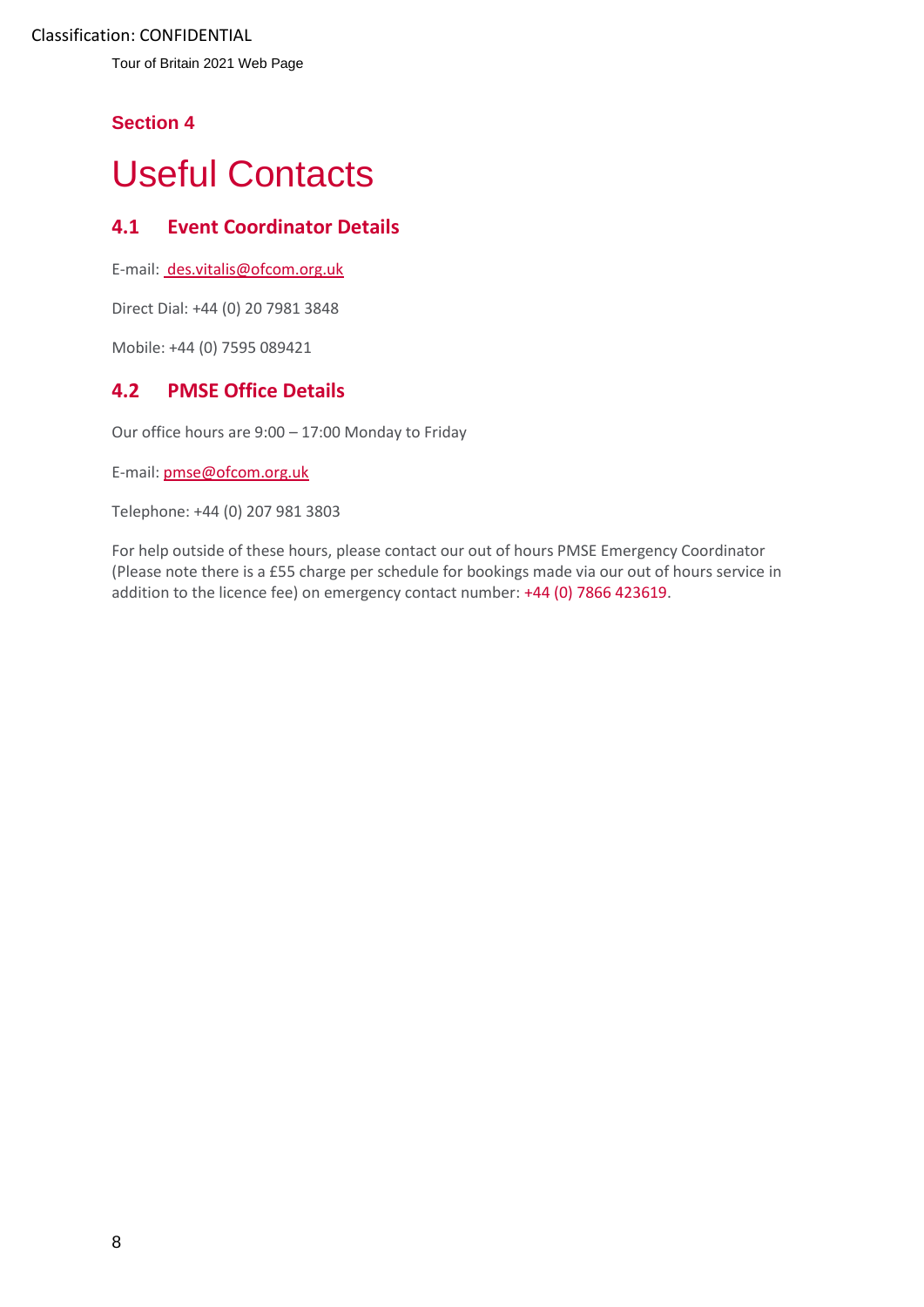## Section 4

# Useful Contacts

### 4.1 Event Coordinator Details

E-mail: des.vitalis@ofcom.org.uk

Direct Dial: +44 (0) 20 7981 3848

Mobile: +44 (0) 7595 089421

### 4.2 PMSE Office Details

Our office hours are 9:00 – 17:00 Monday to Friday

E-mail: pmse@ofcom.org.uk

Telephone: +44 (0) 207 981 3803

For help outside of these hours, please contact our out of hours PMSE Emergency Coordinator (Please note there is a £55 charge per schedule for bookings made via our out of hours service in addition to the licence fee) on emergency contact number: +44 (0) 7866 423619.